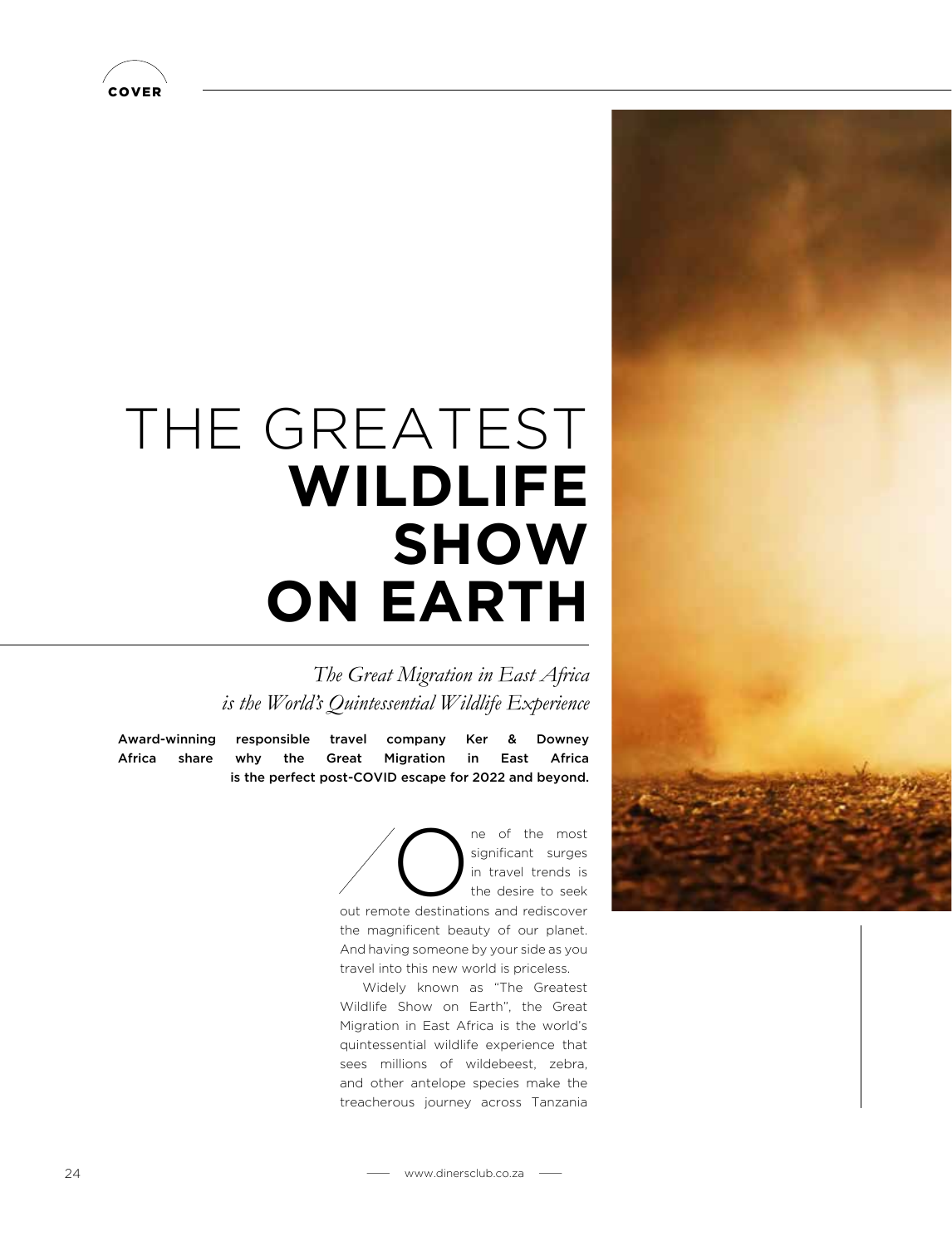# THE GREATEST **WILDLIFE SHOW ON EARTH**

*The Great Migration in East Africa is the World's Quintessential Wildlife Experience*

**Award-winning responsible travel company Ker & Downey Africa share why the Great Migration in East Africa is the perfect post-COVID escape for 2022 and beyond.**

One of the most significant surges in travel trends is the desire to seek out remote destinations and rediscover the magnificent beauty of our planet. And having someone by your side as you travel into this new world is priceless.

Widely known as "The Greatest Wildlife Show on Earth", the Great Migration in East Africa is the world's quintessential wildlife experience that sees millions of wildebeest, zebra, and other antelope species make the treacherous journey across Tanzania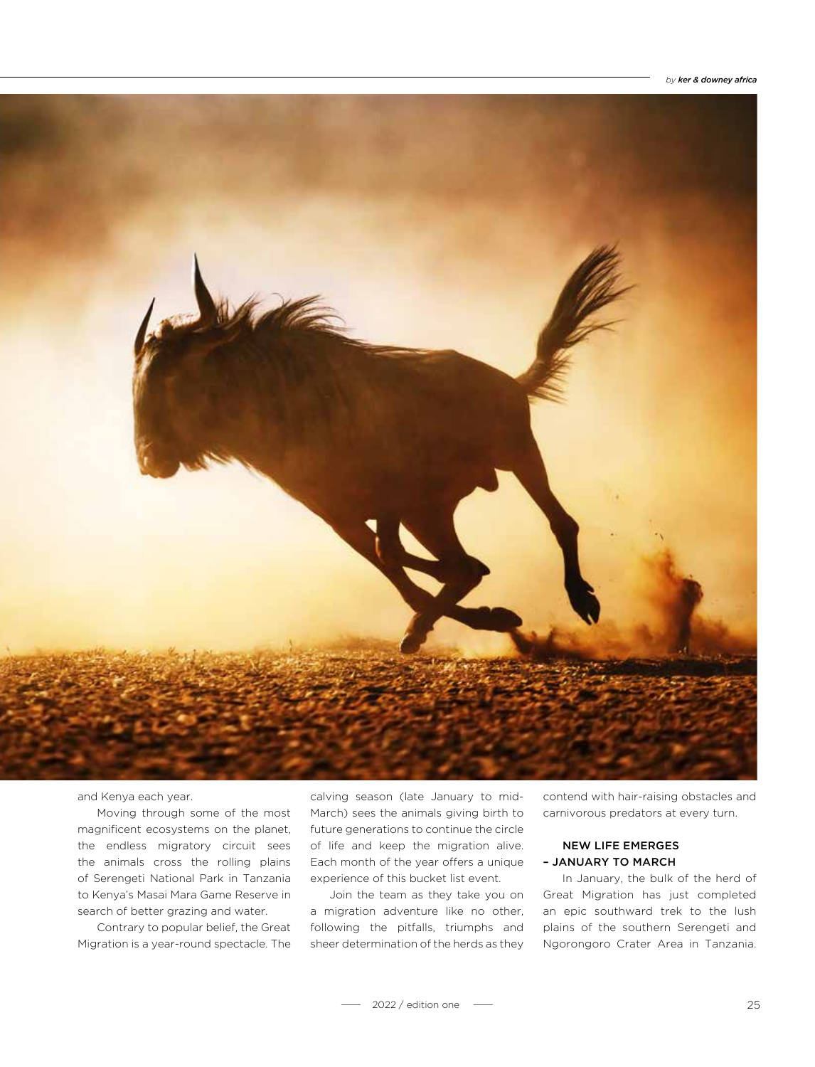and Kenya each year.

Moving through some of the most magnificent ecosystems on the planet, the endless migratory circuit sees the animals cross the rolling plains of Serengeti National Park in Tanzania to Kenya's Masai Mara Game Reserve in search of better grazing and water.

Contrary to popular belief, the Great Migration is a year-round spectacle. The calving season (late January to mid-March) sees the animals giving birth to future generations to continue the circle of life and keep the migration alive. Each month of the year offers a unique experience of this bucket list event.

Join the team as they take you on a migration adventure like no other, following the pitfalls, triumphs and sheer determination of the herds as they contend with hair-raising obstacles and carnivorous predators at every turn.

### NEW LIFE EMERGES – JANUARY TO MARCH

In January, the bulk of the herd of Great Migration has just completed an epic southward trek to the lush plains of the southern Serengeti and Ngorongoro Crater Area in Tanzania.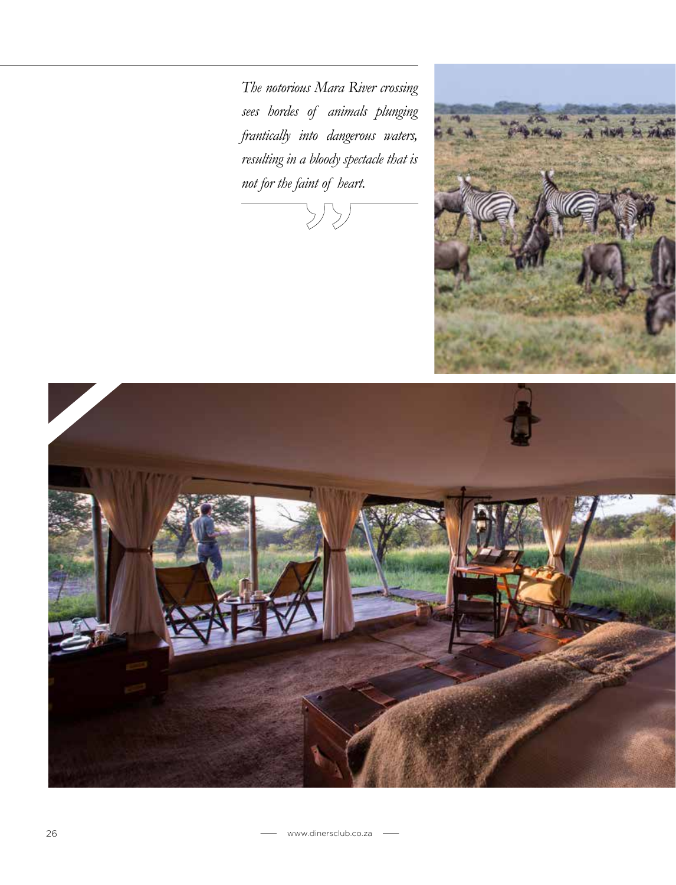*The notorious Mara River crossing sees hordes of animals plunging frantically into dangerous waters, resulting in a bloody spectacle that is not for the faint of heart.*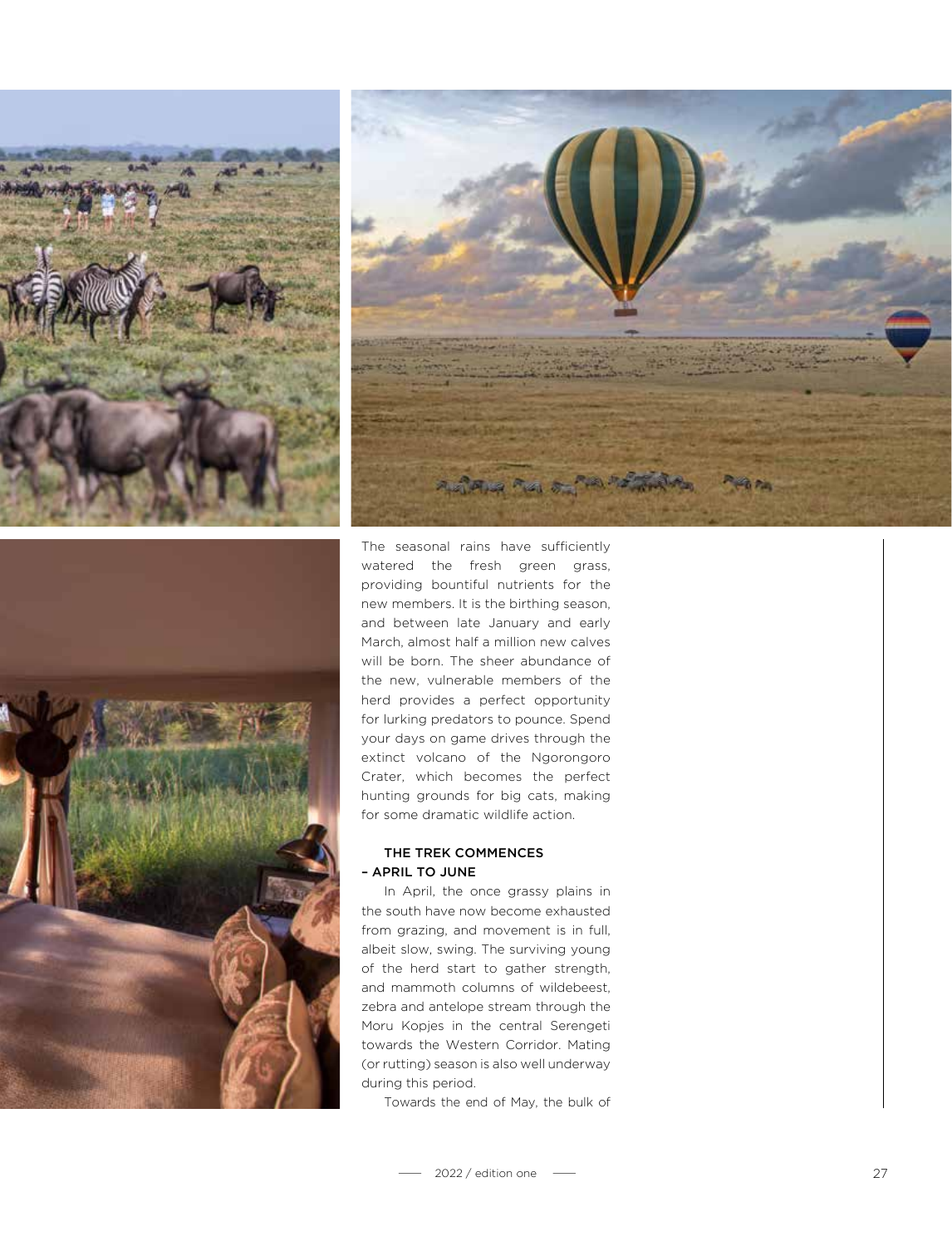The seasonal rains have sufficiently watered the fresh green grass, providing bountiful nutrients for the new members. It is the birthing season, and between late January and early March, almost half a million new calves will be born. The sheer abundance of the new, vulnerable members of the herd provides a perfect opportunity for lurking predators to pounce. Spend your days on game drives through the extinct volcano of the Ngorongoro Crater, which becomes the perfect hunting grounds for big cats, making for some dramatic wildlife action.

### THE TREK COMMENCES – APRIL TO JUNE

In April, the once grassy plains in the south have now become exhausted from grazing, and movement is in full, albeit slow, swing. The surviving young of the herd start to gather strength, and mammoth columns of wildebeest, zebra and antelope stream through the Moru Kopjes in the central Serengeti towards the Western Corridor. Mating (or rutting) season is also well underway during this period.

Towards the end of May, the bulk of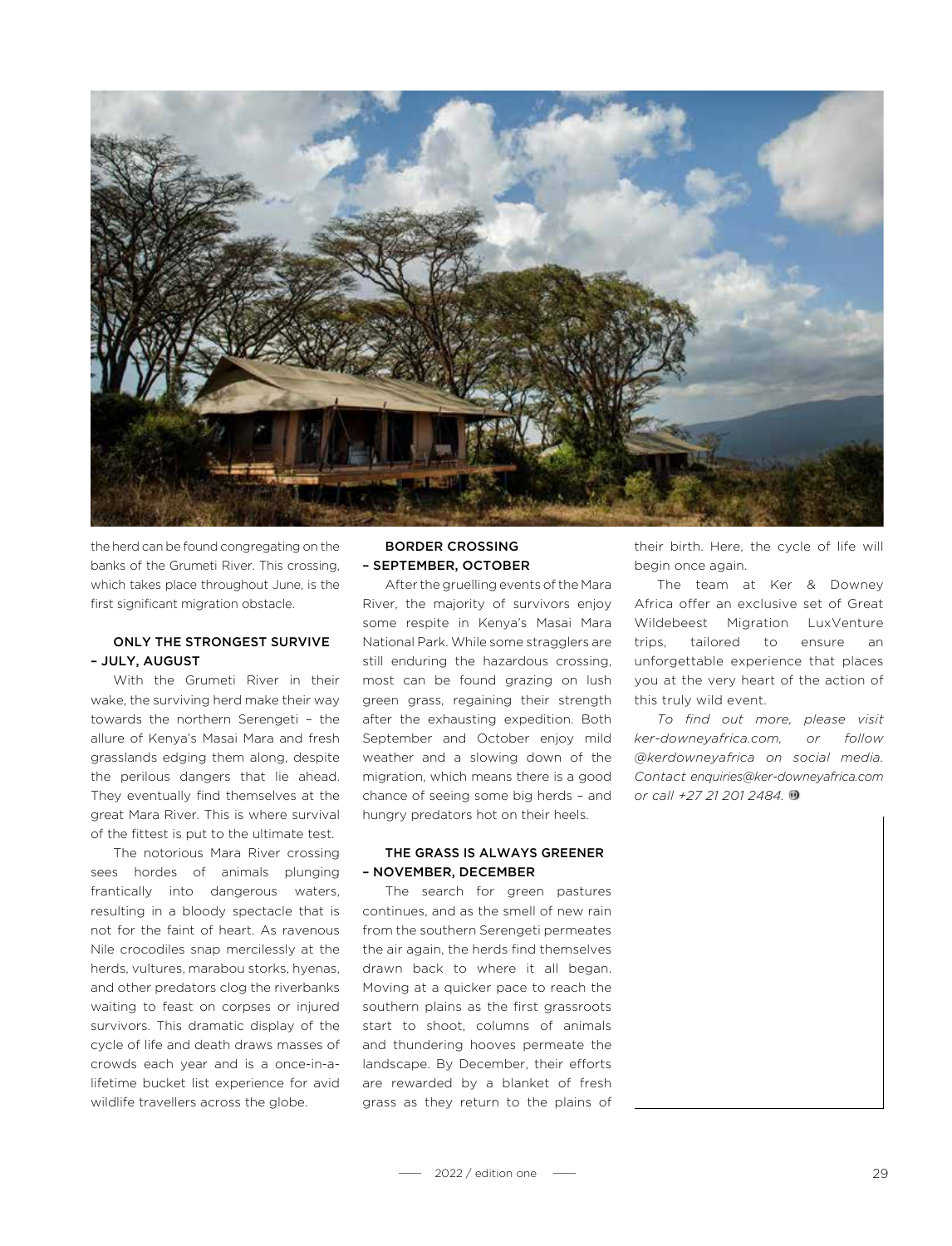the herd can be found congregating on the banks of the Grumeti River. This crossing, which takes place throughout June, is the first significant migration obstacle.

### ONLY THE STRONGEST SURVIVE – JULY, AUGUST

With the Grumeti River in their wake, the surviving herd make their way towards the northern Serengeti – the allure of Kenya's Masai Mara and fresh grasslands edging them along, despite the perilous dangers that lie ahead. They eventually find themselves at the great Mara River. This is where survival of the fittest is put to the ultimate test.

The notorious Mara River crossing sees hordes of animals plunging frantically into dangerous waters, resulting in a bloody spectacle that is not for the faint of heart. As ravenous Nile crocodiles snap mercilessly at the herds, vultures, marabou storks, hyenas, and other predators clog the riverbanks waiting to feast on corpses or injured survivors. This dramatic display of the cycle of life and death draws masses of crowds each year and is a once-in-a-lifetime bucket list experience for avid wildlife travellers across the globe.

### BORDER CROSSING – SEPTEMBER, OCTOBER

After the gruelling events of the Mara River, the majority of survivors enjoy some respite in Kenya's Masai Mara National Park. While some stragglers are still enduring the hazardous crossing, most can be found grazing on lush green grass, regaining their strength after the exhausting expedition. Both September and October enjoy mild weather and a slowing down of the migration, which means there is a good chance of seeing some big herds – and hungry predators hot on their heels.

### THE GRASS IS ALWAYS GREENER – NOVEMBER, DECEMBER

The search for green pastures continues, and as the smell of new rain from the southern Serengeti permeates the air again, the herds find themselves drawn back to where it all began. Moving at a quicker pace to reach the southern plains as the first grassroots start to shoot, columns of animals and thundering hooves permeate the landscape. By December, their efforts are rewarded by a blanket of fresh grass as they return to the plains of their birth. Here, the cycle of life will begin once again.

The team at Ker & Downey Africa offer an exclusive set of Great Wildebeest Migration LuxVenture trips, tailored to ensure an unforgettable experience that places you at the very heart of the action of this truly wild event.

*To find out more, please visit ker-downeyafrica.com, or follow @kerdowneyafrica on social media. Contact enquiries@ker-downeyafrica.com or call +27 21 201 2484.*